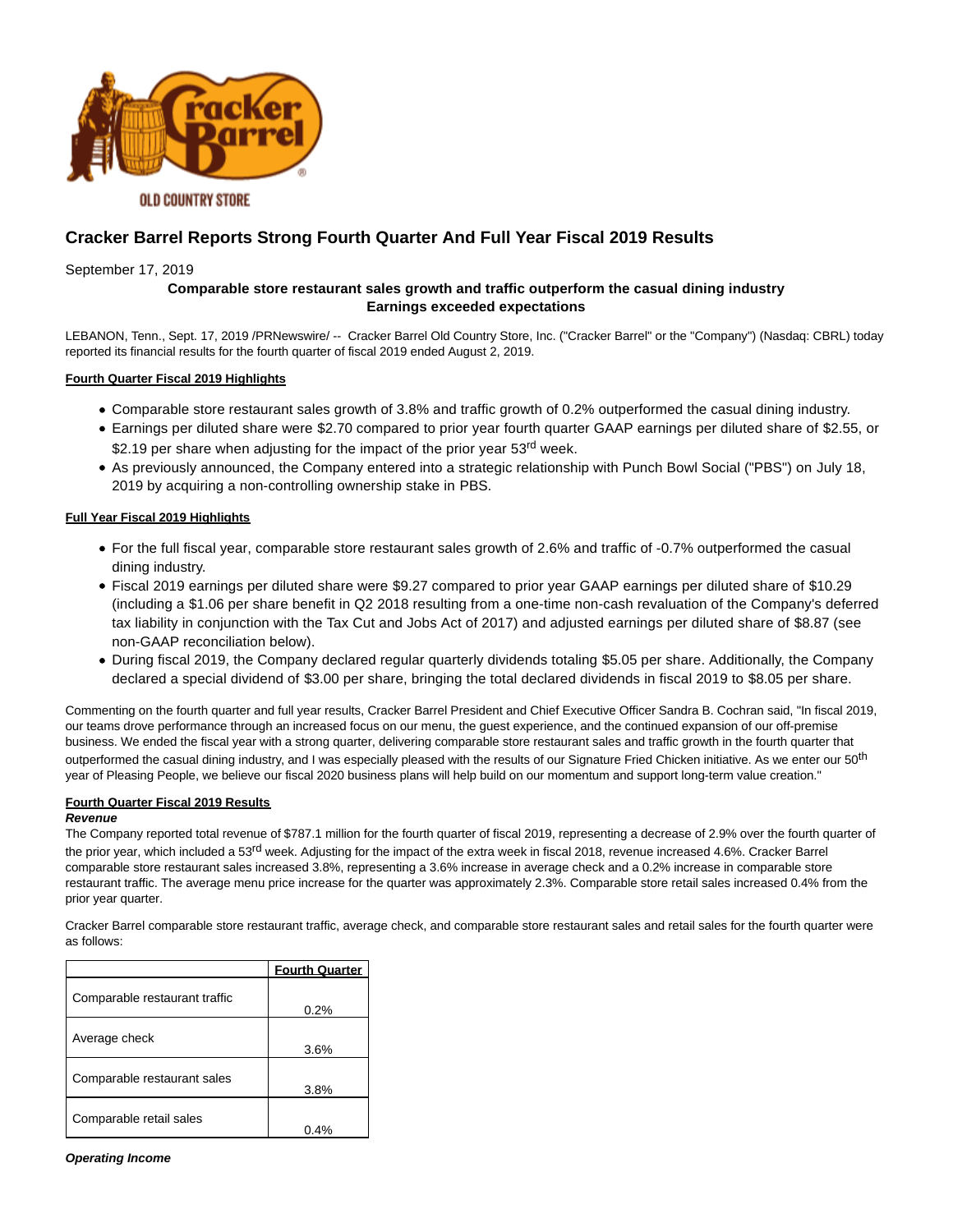# Cracker Barrel Reports Strong Fourth Quarter And Full Year Fiscal 2019 Results

September 17, 2019

**Comparable store restaurant sales growth and traffic outperform the casual dining industry**
**Earnings exceeded expectations**

LEBANON, Tenn., Sept. 17, 2019 /PRNewswire/ -- Cracker Barrel Old Country Store, Inc. ("Cracker Barrel" or the "Company") (Nasdaq: CBRL) today reported its financial results for the fourth quarter of fiscal 2019 ended August 2, 2019.

**Fourth Quarter Fiscal 2019 Highlights**

- Comparable store restaurant sales growth of 3.8% and traffic growth of 0.2% outperformed the casual dining industry.
- Earnings per diluted share were $2.70 compared to prior year fourth quarter GAAP earnings per diluted share of $2.55, or $2.19 per share when adjusting for the impact of the prior year 53rd week.
- As previously announced, the Company entered into a strategic relationship with Punch Bowl Social ("PBS") on July 18, 2019 by acquiring a non-controlling ownership stake in PBS.

**Full Year Fiscal 2019 Highlights**

- For the full fiscal year, comparable store restaurant sales growth of 2.6% and traffic of -0.7% outperformed the casual dining industry.
- Fiscal 2019 earnings per diluted share were $9.27 compared to prior year GAAP earnings per diluted share of $10.29 (including a $1.06 per share benefit in Q2 2018 resulting from a one-time non-cash revaluation of the Company's deferred tax liability in conjunction with the Tax Cut and Jobs Act of 2017) and adjusted earnings per diluted share of $8.87 (see non-GAAP reconciliation below).
- During fiscal 2019, the Company declared regular quarterly dividends totaling $5.05 per share. Additionally, the Company declared a special dividend of $3.00 per share, bringing the total declared dividends in fiscal 2019 to $8.05 per share.

Commenting on the fourth quarter and full year results, Cracker Barrel President and Chief Executive Officer Sandra B. Cochran said, "In fiscal 2019, our teams drove performance through an increased focus on our menu, the guest experience, and the continued expansion of our off-premise business. We ended the fiscal year with a strong quarter, delivering comparable store restaurant sales and traffic growth in the fourth quarter that outperformed the casual dining industry, and I was especially pleased with the results of our Signature Fried Chicken initiative. As we enter our 50th year of Pleasing People, we believe our fiscal 2020 business plans will help build on our momentum and support long-term value creation."

**Fourth Quarter Fiscal 2019 Results**

***Revenue***

The Company reported total revenue of $787.1 million for the fourth quarter of fiscal 2019, representing a decrease of 2.9% over the fourth quarter of the prior year, which included a 53rd week. Adjusting for the impact of the extra week in fiscal 2018, revenue increased 4.6%. Cracker Barrel comparable store restaurant sales increased 3.8%, representing a 3.6% increase in average check and a 0.2% increase in comparable store restaurant traffic. The average menu price increase for the quarter was approximately 2.3%. Comparable store retail sales increased 0.4% from the prior year quarter.

Cracker Barrel comparable store restaurant traffic, average check, and comparable store restaurant sales and retail sales for the fourth quarter were as follows:

| | Fourth Quarter |
|---|---|
| Comparable restaurant traffic | 0.2% |
| Average check | 3.6% |
| Comparable restaurant sales | 3.8% |
| Comparable retail sales | 0.4% |

***Operating Income***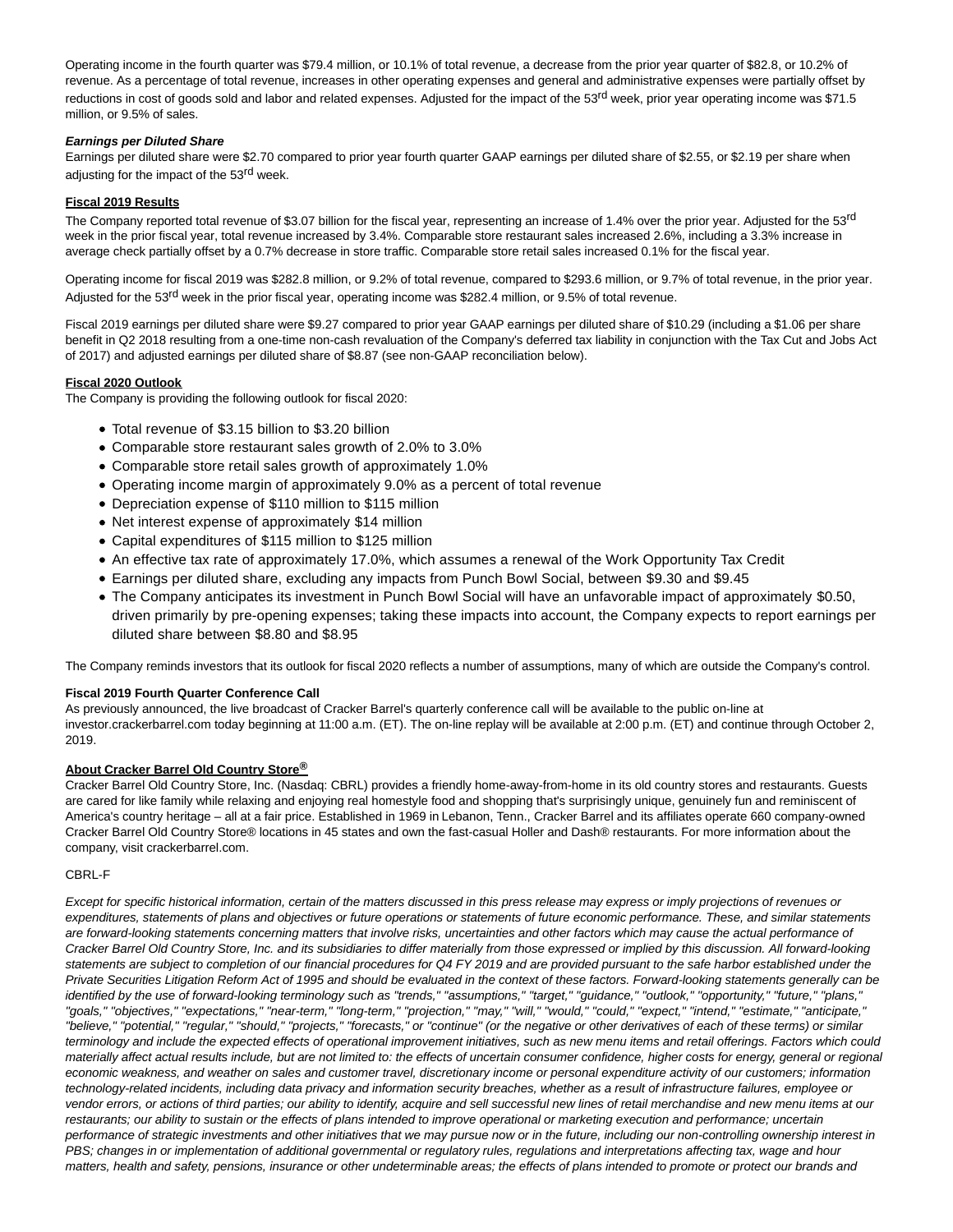Operating income in the fourth quarter was $79.4 million, or 10.1% of total revenue, a decrease from the prior year quarter of $82.8, or 10.2% of revenue. As a percentage of total revenue, increases in other operating expenses and general and administrative expenses were partially offset by reductions in cost of goods sold and labor and related expenses. Adjusted for the impact of the 53rd week, prior year operating income was $71.5 million, or 9.5% of sales.

***Earnings per Diluted Share***

Earnings per diluted share were $2.70 compared to prior year fourth quarter GAAP earnings per diluted share of $2.55, or $2.19 per share when adjusting for the impact of the 53rd week.

**Fiscal 2019 Results**

The Company reported total revenue of $3.07 billion for the fiscal year, representing an increase of 1.4% over the prior year. Adjusted for the 53rd week in the prior fiscal year, total revenue increased by 3.4%. Comparable store restaurant sales increased 2.6%, including a 3.3% increase in average check partially offset by a 0.7% decrease in store traffic. Comparable store retail sales increased 0.1% for the fiscal year.

Operating income for fiscal 2019 was $282.8 million, or 9.2% of total revenue, compared to $293.6 million, or 9.7% of total revenue, in the prior year. Adjusted for the 53rd week in the prior fiscal year, operating income was $282.4 million, or 9.5% of total revenue.

Fiscal 2019 earnings per diluted share were $9.27 compared to prior year GAAP earnings per diluted share of $10.29 (including a $1.06 per share benefit in Q2 2018 resulting from a one-time non-cash revaluation of the Company's deferred tax liability in conjunction with the Tax Cut and Jobs Act of 2017) and adjusted earnings per diluted share of $8.87 (see non-GAAP reconciliation below).

**Fiscal 2020 Outlook**

The Company is providing the following outlook for fiscal 2020:

- Total revenue of $3.15 billion to $3.20 billion
- Comparable store restaurant sales growth of 2.0% to 3.0%
- Comparable store retail sales growth of approximately 1.0%
- Operating income margin of approximately 9.0% as a percent of total revenue
- Depreciation expense of $110 million to $115 million
- Net interest expense of approximately $14 million
- Capital expenditures of $115 million to $125 million
- An effective tax rate of approximately 17.0%, which assumes a renewal of the Work Opportunity Tax Credit
- Earnings per diluted share, excluding any impacts from Punch Bowl Social, between $9.30 and $9.45
- The Company anticipates its investment in Punch Bowl Social will have an unfavorable impact of approximately $0.50, driven primarily by pre-opening expenses; taking these impacts into account, the Company expects to report earnings per diluted share between $8.80 and $8.95

The Company reminds investors that its outlook for fiscal 2020 reflects a number of assumptions, many of which are outside the Company's control.

**Fiscal 2019 Fourth Quarter Conference Call**

As previously announced, the live broadcast of Cracker Barrel's quarterly conference call will be available to the public on-line at investor.crackerbarrel.com today beginning at 11:00 a.m. (ET). The on-line replay will be available at 2:00 p.m. (ET) and continue through October 2, 2019.

**About Cracker Barrel Old Country Store®**

Cracker Barrel Old Country Store, Inc. (Nasdaq: CBRL) provides a friendly home-away-from-home in its old country stores and restaurants. Guests are cared for like family while relaxing and enjoying real homestyle food and shopping that's surprisingly unique, genuinely fun and reminiscent of America's country heritage – all at a fair price. Established in 1969 in Lebanon, Tenn., Cracker Barrel and its affiliates operate 660 company-owned Cracker Barrel Old Country Store® locations in 45 states and own the fast-casual Holler and Dash® restaurants. For more information about the company, visit crackerbarrel.com.

CBRL-F

*Except for specific historical information, certain of the matters discussed in this press release may express or imply projections of revenues or expenditures, statements of plans and objectives or future operations or statements of future economic performance. These, and similar statements are forward-looking statements concerning matters that involve risks, uncertainties and other factors which may cause the actual performance of Cracker Barrel Old Country Store, Inc. and its subsidiaries to differ materially from those expressed or implied by this discussion. All forward-looking statements are subject to completion of our financial procedures for Q4 FY 2019 and are provided pursuant to the safe harbor established under the Private Securities Litigation Reform Act of 1995 and should be evaluated in the context of these factors. Forward-looking statements generally can be identified by the use of forward-looking terminology such as "trends," "assumptions," "target," "guidance," "outlook," "opportunity," "future," "plans," "goals," "objectives," "expectations," "near-term," "long-term," "projection," "may," "will," "would," "could," "expect," "intend," "estimate," "anticipate," "believe," "potential," "regular," "should," "projects," "forecasts," or "continue" (or the negative or other derivatives of each of these terms) or similar terminology and include the expected effects of operational improvement initiatives, such as new menu items and retail offerings. Factors which could materially affect actual results include, but are not limited to: the effects of uncertain consumer confidence, higher costs for energy, general or regional economic weakness, and weather on sales and customer travel, discretionary income or personal expenditure activity of our customers; information technology-related incidents, including data privacy and information security breaches, whether as a result of infrastructure failures, employee or vendor errors, or actions of third parties; our ability to identify, acquire and sell successful new lines of retail merchandise and new menu items at our restaurants; our ability to sustain or the effects of plans intended to improve operational or marketing execution and performance; uncertain performance of strategic investments and other initiatives that we may pursue now or in the future, including our non-controlling ownership interest in PBS; changes in or implementation of additional governmental or regulatory rules, regulations and interpretations affecting tax, wage and hour matters, health and safety, pensions, insurance or other undeterminable areas; the effects of plans intended to promote or protect our brands and*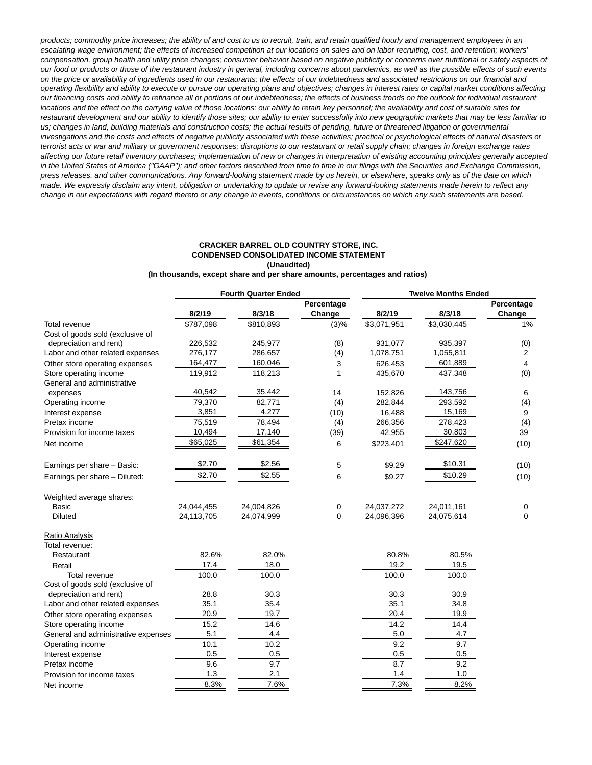*products; commodity price increases; the ability of and cost to us to recruit, train, and retain qualified hourly and management employees in an escalating wage environment; the effects of increased competition at our locations on sales and on labor recruiting, cost, and retention; workers' compensation, group health and utility price changes; consumer behavior based on negative publicity or concerns over nutritional or safety aspects of our food or products or those of the restaurant industry in general, including concerns about pandemics, as well as the possible effects of such events on the price or availability of ingredients used in our restaurants; the effects of our indebtedness and associated restrictions on our financial and operating flexibility and ability to execute or pursue our operating plans and objectives; changes in interest rates or capital market conditions affecting our financing costs and ability to refinance all or portions of our indebtedness; the effects of business trends on the outlook for individual restaurant locations and the effect on the carrying value of those locations; our ability to retain key personnel; the availability and cost of suitable sites for restaurant development and our ability to identify those sites; our ability to enter successfully into new geographic markets that may be less familiar to us; changes in land, building materials and construction costs; the actual results of pending, future or threatened litigation or governmental investigations and the costs and effects of negative publicity associated with these activities; practical or psychological effects of natural disasters or terrorist acts or war and military or government responses; disruptions to our restaurant or retail supply chain; changes in foreign exchange rates affecting our future retail inventory purchases; implementation of new or changes in interpretation of existing accounting principles generally accepted in the United States of America ("GAAP"); and other factors described from time to time in our filings with the Securities and Exchange Commission, press releases, and other communications. Any forward-looking statement made by us herein, or elsewhere, speaks only as of the date on which made. We expressly disclaim any intent, obligation or undertaking to update or revise any forward-looking statements made herein to reflect any change in our expectations with regard thereto or any change in events, conditions or circumstances on which any such statements are based.*

**CRACKER BARREL OLD COUNTRY STORE, INC.**
**CONDENSED CONSOLIDATED INCOME STATEMENT**
**(Unaudited)**
**(In thousands, except share and per share amounts, percentages and ratios)**

| | Fourth Quarter Ended | | | Twelve Months Ended | | |
|---|---|---|---|---|---|---|
| | 8/2/19 | 8/3/18 | Percentage Change | 8/2/19 | 8/3/18 | Percentage Change |
| Total revenue | $787,098 | $810,893 | (3)% | $3,071,951 | $3,030,445 | 1% |
| Cost of goods sold (exclusive of depreciation and rent) | 226,532 | 245,977 | (8) | 931,077 | 935,397 | (0) |
| Labor and other related expenses | 276,177 | 286,657 | (4) | 1,078,751 | 1,055,811 | 2 |
| Other store operating expenses | 164,477 | 160,046 | 3 | 626,453 | 601,889 | 4 |
| Store operating income | 119,912 | 118,213 | 1 | 435,670 | 437,348 | (0) |
| General and administrative expenses | 40,542 | 35,442 | 14 | 152,826 | 143,756 | 6 |
| Operating income | 79,370 | 82,771 | (4) | 282,844 | 293,592 | (4) |
| Interest expense | 3,851 | 4,277 | (10) | 16,488 | 15,169 | 9 |
| Pretax income | 75,519 | 78,494 | (4) | 266,356 | 278,423 | (4) |
| Provision for income taxes | 10,494 | 17,140 | (39) | 42,955 | 30,803 | 39 |
| Net income | $65,025 | $61,354 | 6 | $223,401 | $247,620 | (10) |
| Earnings per share – Basic: | $2.70 | $2.56 | 5 | $9.29 | $10.31 | (10) |
| Earnings per share – Diluted: | $2.70 | $2.55 | 6 | $9.27 | $10.29 | (10) |
| Weighted average shares: | | | | | | |
| Basic | 24,044,455 | 24,004,826 | 0 | 24,037,272 | 24,011,161 | 0 |
| Diluted | 24,113,705 | 24,074,999 | 0 | 24,096,396 | 24,075,614 | 0 |
| Ratio Analysis | | | | | | |
| Total revenue: | | | | | | |
| Restaurant | 82.6% | 82.0% | | 80.8% | 80.5% | |
| Retail | 17.4 | 18.0 | | 19.2 | 19.5 | |
| Total revenue | 100.0 | 100.0 | | 100.0 | 100.0 | |
| Cost of goods sold (exclusive of depreciation and rent) | 28.8 | 30.3 | | 30.3 | 30.9 | |
| Labor and other related expenses | 35.1 | 35.4 | | 35.1 | 34.8 | |
| Other store operating expenses | 20.9 | 19.7 | | 20.4 | 19.9 | |
| Store operating income | 15.2 | 14.6 | | 14.2 | 14.4 | |
| General and administrative expenses | 5.1 | 4.4 | | 5.0 | 4.7 | |
| Operating income | 10.1 | 10.2 | | 9.2 | 9.7 | |
| Interest expense | 0.5 | 0.5 | | 0.5 | 0.5 | |
| Pretax income | 9.6 | 9.7 | | 8.7 | 9.2 | |
| Provision for income taxes | 1.3 | 2.1 | | 1.4 | 1.0 | |
| Net income | 8.3% | 7.6% | | 7.3% | 8.2% | |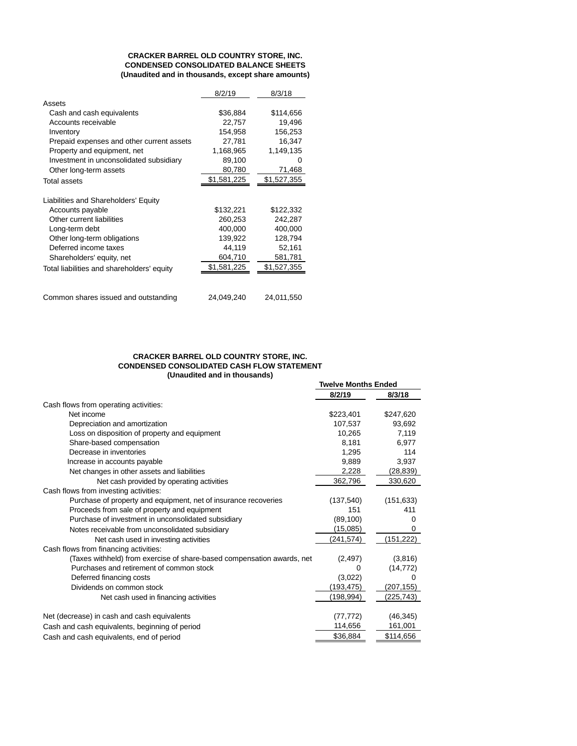**CRACKER BARREL OLD COUNTRY STORE, INC.**
**CONDENSED CONSOLIDATED BALANCE SHEETS**
**(Unaudited and in thousands, except share amounts)**

| | 8/2/19 | 8/3/18 |
|---|---|---|
| Assets | | |
| Cash and cash equivalents | $36,884 | $114,656 |
| Accounts receivable | 22,757 | 19,496 |
| Inventory | 154,958 | 156,253 |
| Prepaid expenses and other current assets | 27,781 | 16,347 |
| Property and equipment, net | 1,168,965 | 1,149,135 |
| Investment in unconsolidated subsidiary | 89,100 | 0 |
| Other long-term assets | 80,780 | 71,468 |
| Total assets | $1,581,225 | $1,527,355 |
| | | |
| Liabilities and Shareholders' Equity | | |
| Accounts payable | $132,221 | $122,332 |
| Other current liabilities | 260,253 | 242,287 |
| Long-term debt | 400,000 | 400,000 |
| Other long-term obligations | 139,922 | 128,794 |
| Deferred income taxes | 44,119 | 52,161 |
| Shareholders' equity, net | 604,710 | 581,781 |
| Total liabilities and shareholders' equity | $1,581,225 | $1,527,355 |
| | | |
| Common shares issued and outstanding | 24,049,240 | 24,011,550 |

**CRACKER BARREL OLD COUNTRY STORE, INC.**
**CONDENSED CONSOLIDATED CASH FLOW STATEMENT**
**(Unaudited and in thousands)**

| | **Twelve Months Ended** | |
|---|---|---|
| | **8/2/19** | **8/3/18** |
| Cash flows from operating activities: | | |
| Net income | $223,401 | $247,620 |
| Depreciation and amortization | 107,537 | 93,692 |
| Loss on disposition of property and equipment | 10,265 | 7,119 |
| Share-based compensation | 8,181 | 6,977 |
| Decrease in inventories | 1,295 | 114 |
| Increase in accounts payable | 9,889 | 3,937 |
| Net changes in other assets and liabilities | 2,228 | (28,839) |
| Net cash provided by operating activities | 362,796 | 330,620 |
| Cash flows from investing activities: | | |
| Purchase of property and equipment, net of insurance recoveries | (137,540) | (151,633) |
| Proceeds from sale of property and equipment | 151 | 411 |
| Purchase of investment in unconsolidated subsidiary | (89,100) | 0 |
| Notes receivable from unconsolidated subsidiary | (15,085) | 0 |
| Net cash used in investing activities | (241,574) | (151,222) |
| Cash flows from financing activities: | | |
| (Taxes withheld) from exercise of share-based compensation awards, net | (2,497) | (3,816) |
| Purchases and retirement of common stock | 0 | (14,772) |
| Deferred financing costs | (3,022) | 0 |
| Dividends on common stock | (193,475) | (207,155) |
| Net cash used in financing activities | (198,994) | (225,743) |
| | | |
| Net (decrease) in cash and cash equivalents | (77,772) | (46,345) |
| Cash and cash equivalents, beginning of period | 114,656 | 161,001 |
| Cash and cash equivalents, end of period | $36,884 | $114,656 |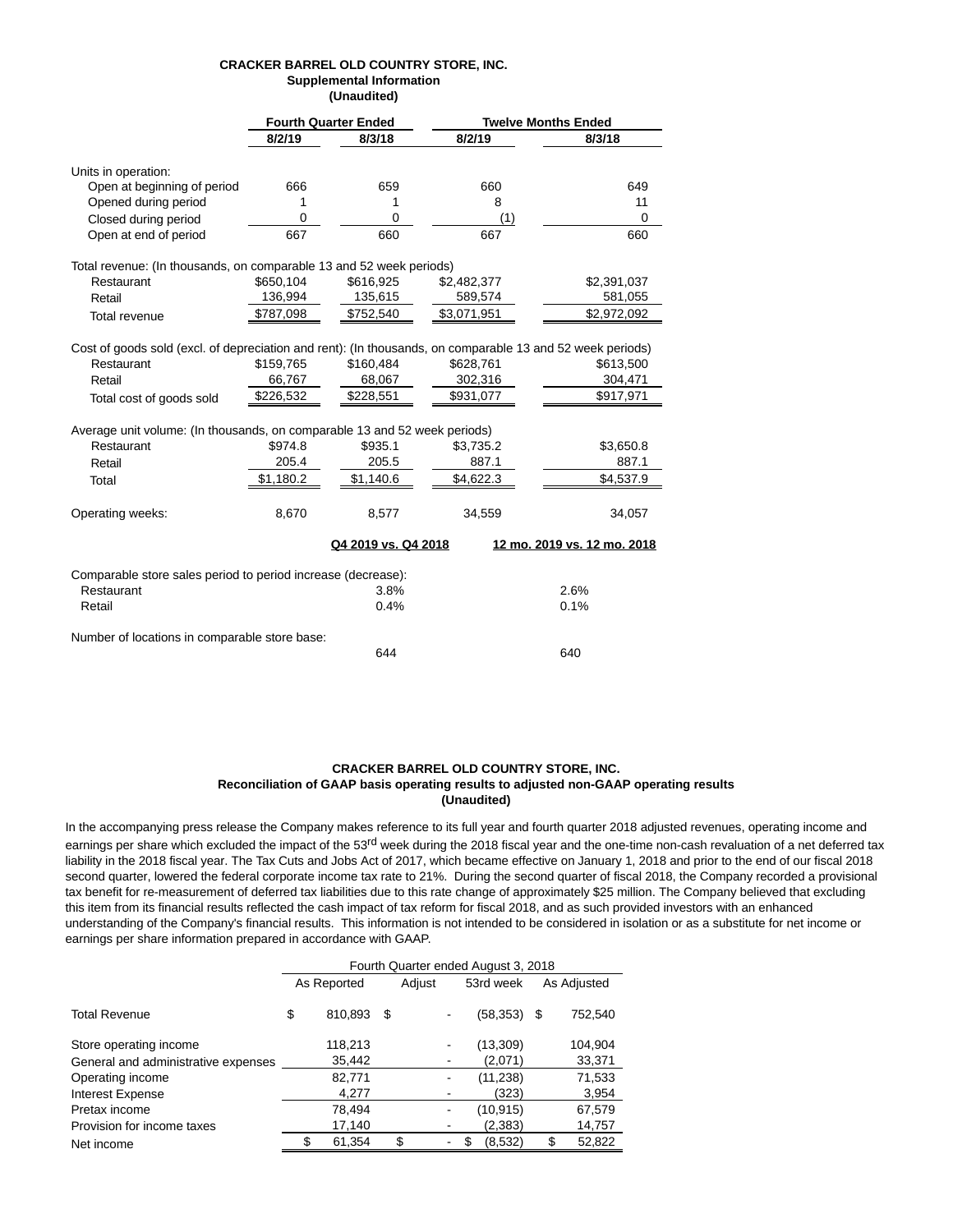**CRACKER BARREL OLD COUNTRY STORE, INC.**
**Supplemental Information**
**(Unaudited)**

| | Fourth Quarter Ended | | Twelve Months Ended | |
|---|---|---|---|---|
| | 8/2/19 | 8/3/18 | 8/2/19 | 8/3/18 |
| Units in operation: | | | | |
| Open at beginning of period | 666 | 659 | 660 | 649 |
| Opened during period | 1 | 1 | 8 | 11 |
| Closed during period | 0 | 0 | (1) | 0 |
| Open at end of period | 667 | 660 | 667 | 660 |
| Total revenue: (In thousands, on comparable 13 and 52 week periods) | | | | |
| Restaurant | $650,104 | $616,925 | $2,482,377 | $2,391,037 |
| Retail | 136,994 | 135,615 | 589,574 | 581,055 |
| Total revenue | $787,098 | $752,540 | $3,071,951 | $2,972,092 |
| Cost of goods sold (excl. of depreciation and rent): (In thousands, on comparable 13 and 52 week periods) | | | | |
| Restaurant | $159,765 | $160,484 | $628,761 | $613,500 |
| Retail | 66,767 | 68,067 | 302,316 | 304,471 |
| Total cost of goods sold | $226,532 | $228,551 | $931,077 | $917,971 |
| Average unit volume: (In thousands, on comparable 13 and 52 week periods) | | | | |
| Restaurant | $974.8 | $935.1 | $3,735.2 | $3,650.8 |
| Retail | 205.4 | 205.5 | 887.1 | 887.1 |
| Total | $1,180.2 | $1,140.6 | $4,622.3 | $4,537.9 |
| Operating weeks: | 8,670 | 8,577 | 34,559 | 34,057 |

| | Q4 2019 vs. Q4 2018 | 12 mo. 2019 vs. 12 mo. 2018 |
|---|---|---|
| Comparable store sales period to period increase (decrease): | | |
| Restaurant | 3.8% | 2.6% |
| Retail | 0.4% | 0.1% |
| Number of locations in comparable store base: | 644 | 640 |

**CRACKER BARREL OLD COUNTRY STORE, INC.**
**Reconciliation of GAAP basis operating results to adjusted non-GAAP operating results**
**(Unaudited)**

In the accompanying press release the Company makes reference to its full year and fourth quarter 2018 adjusted revenues, operating income and earnings per share which excluded the impact of the 53rd week during the 2018 fiscal year and the one-time non-cash revaluation of a net deferred tax liability in the 2018 fiscal year. The Tax Cuts and Jobs Act of 2017, which became effective on January 1, 2018 and prior to the end of our fiscal 2018 second quarter, lowered the federal corporate income tax rate to 21%. During the second quarter of fiscal 2018, the Company recorded a provisional tax benefit for re-measurement of deferred tax liabilities due to this rate change of approximately $25 million. The Company believed that excluding this item from its financial results reflected the cash impact of tax reform for fiscal 2018, and as such provided investors with an enhanced understanding of the Company's financial results. This information is not intended to be considered in isolation or as a substitute for net income or earnings per share information prepared in accordance with GAAP.

| | Fourth Quarter ended August 3, 2018 | | | |
|---|---|---|---|---|
| | As Reported | Adjust | 53rd week | As Adjusted |
| Total Revenue | $ 810,893 | $ - | (58,353) | $ 752,540 |
| Store operating income | 118,213 | - | (13,309) | 104,904 |
| General and administrative expenses | 35,442 | - | (2,071) | 33,371 |
| Operating income | 82,771 | - | (11,238) | 71,533 |
| Interest Expense | 4,277 | - | (323) | 3,954 |
| Pretax income | 78,494 | - | (10,915) | 67,579 |
| Provision for income taxes | 17,140 | - | (2,383) | 14,757 |
| Net income | $ 61,354 | $ - | $ (8,532) | $ 52,822 |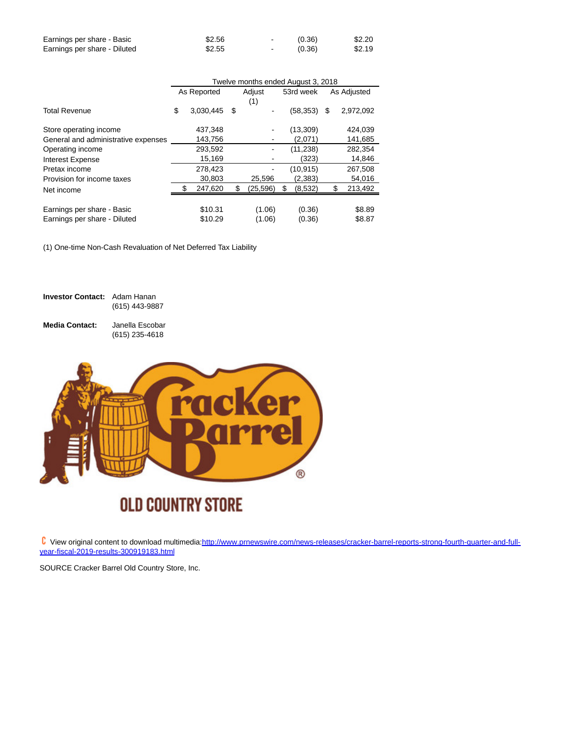| | | | | |
|---|---|---|---|---|
| Earnings per share - Basic | $2.56 | - | (0.36) | $2.20 |
| Earnings per share - Diluted | $2.55 | - | (0.36) | $2.19 |

| | Twelve months ended August 3, 2018 | | | |
|---|---|---|---|---|
| | As Reported | Adjust (1) | 53rd week | As Adjusted |
| Total Revenue | $ 3,030,445 | $ - | (58,353) | $ 2,972,092 |
| Store operating income | 437,348 | - | (13,309) | 424,039 |
| General and administrative expenses | 143,756 | - | (2,071) | 141,685 |
| Operating income | 293,592 | - | (11,238) | 282,354 |
| Interest Expense | 15,169 | - | (323) | 14,846 |
| Pretax income | 278,423 | - | (10,915) | 267,508 |
| Provision for income taxes | 30,803 | 25,596 | (2,383) | 54,016 |
| Net income | $ 247,620 | $ (25,596) | $ (8,532) | $ 213,492 |
| Earnings per share - Basic | $10.31 | (1.06) | (0.36) | $8.89 |
| Earnings per share - Diluted | $10.29 | (1.06) | (0.36) | $8.87 |

(1) One-time Non-Cash Revaluation of Net Deferred Tax Liability

**Investor Contact:** Adam Hanan
(615) 443-9887

**Media Contact:** Janella Escobar
(615) 235-4618

Cracker Barrel OLD COUNTRY STORE

View original content to download multimedia:http://www.prnewswire.com/news-releases/cracker-barrel-reports-strong-fourth-quarter-and-full-year-fiscal-2019-results-300919183.html

SOURCE Cracker Barrel Old Country Store, Inc.